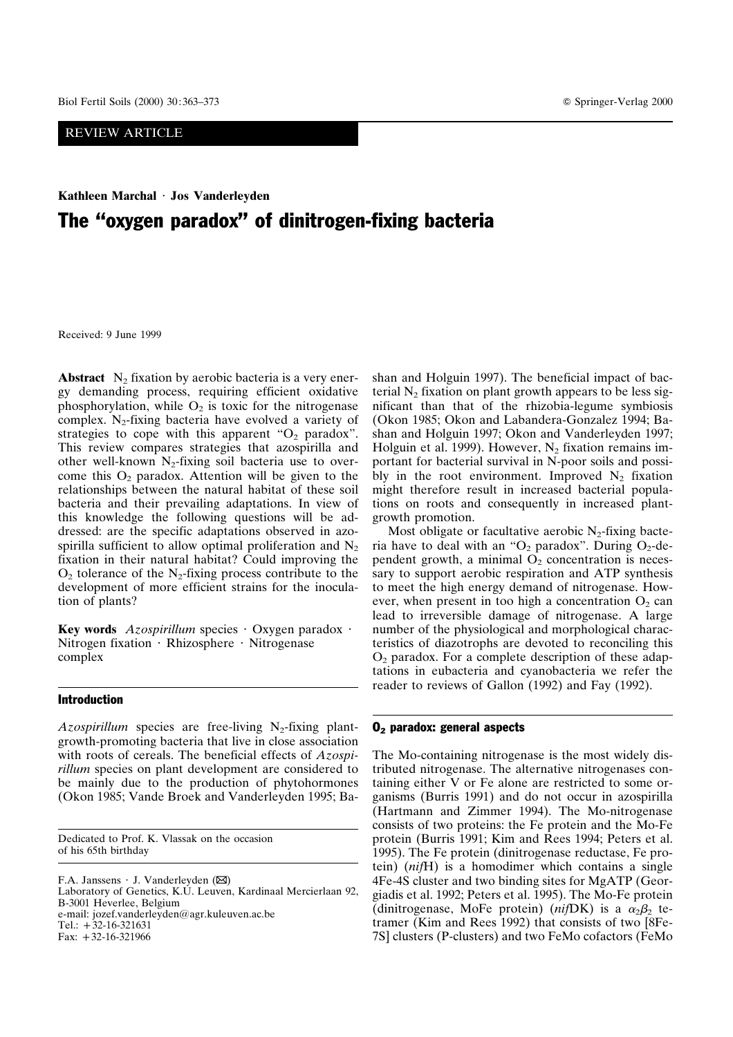REVIEW ARTICLE

**Kathleen Marchal · Jos Vanderleyden**

# The "oxygen paradox" of dinitrogen-fixing bacteria

Received: 9 June 1999

**Abstract** $N_2$ fixation by aerobic bacteria is a very energy demanding process, requiring efficient oxidative phosphorylation, while $O_2$ is toxic for the nitrogenase complex. $N_2$-fixing bacteria have evolved a variety of strategies to cope with this apparent "$O_2$ paradox". This review compares strategies that azospirilla and other well-known $N_2$-fixing soil bacteria use to overcome this $O_2$ paradox. Attention will be given to the relationships between the natural habitat of these soil bacteria and their prevailing adaptations. In view of this knowledge the following questions will be addressed: are the specific adaptations observed in azospirilla sufficient to allow optimal proliferation and $N_2$ fixation in their natural habitat? Could improving the $O_2$ tolerance of the $N_2$-fixing process contribute to the development of more efficient strains for the inoculation of plants?

**Key words** *Azospirillum* species · Oxygen paradox · Nitrogen fixation · Rhizosphere · Nitrogenase complex

Dedicated to Prof. K. Vlassak on the occasion of his 65th birthday

F.A. Janssens · J. Vanderleyden (✉)
Laboratory of Genetics, K.U. Leuven, Kardinaal Mercierlaan 92, B-3001 Heverlee, Belgium
e-mail: jozef.vanderleyden@agr.kuleuven.ac.be
Tel.: +32-16-321631
Fax: +32-16-321966

## Introduction

*Azospirillum* species are free-living $N_2$-fixing plant-growth-promoting bacteria that live in close association with roots of cereals. The beneficial effects of *Azospirillum* species on plant development are considered to be mainly due to the production of phytohormones (Okon 1985; Vande Broek and Vanderleyden 1995; Bashan and Holguin 1997). The beneficial impact of bacterial $N_2$ fixation on plant growth appears to be less significant than that of the rhizobia-legume symbiosis (Okon 1985; Okon and Labandera-Gonzalez 1994; Bashan and Holguin 1997; Okon and Vanderleyden 1997; Holguin et al. 1999). However, $N_2$ fixation remains important for bacterial survival in N-poor soils and possibly in the root environment. Improved $N_2$ fixation might therefore result in increased bacterial populations on roots and consequently in increased plant-growth promotion.

Most obligate or facultative aerobic $N_2$-fixing bacteria have to deal with an "$O_2$ paradox". During $O_2$-dependent growth, a minimal $O_2$ concentration is necessary to support aerobic respiration and ATP synthesis to meet the high energy demand of nitrogenase. However, when present in too high a concentration $O_2$ can lead to irreversible damage of nitrogenase. A large number of the physiological and morphological characteristics of diazotrophs are devoted to reconciling this $O_2$ paradox. For a complete description of these adaptations in eubacteria and cyanobacteria we refer the reader to reviews of Gallon (1992) and Fay (1992).

## $O_2$ paradox: general aspects

The Mo-containing nitrogenase is the most widely distributed nitrogenase. The alternative nitrogenases containing either V or Fe alone are restricted to some organisms (Burris 1991) and do not occur in azospirilla (Hartmann and Zimmer 1994). The Mo-nitrogenase consists of two proteins: the Fe protein and the Mo-Fe protein (Burris 1991; Kim and Rees 1994; Peters et al. 1995). The Fe protein (dinitrogenase reductase, Fe protein) (*nif*H) is a homodimer which contains a single 4Fe-4S cluster and two binding sites for MgATP (Georgiadis et al. 1992; Peters et al. 1995). The Mo-Fe protein (dinitrogenase, MoFe protein) (*nif*DK) is a $\alpha_2\beta_2$ tetramer (Kim and Rees 1992) that consists of two [8Fe-7S] clusters (P-clusters) and two FeMo cofactors (FeMo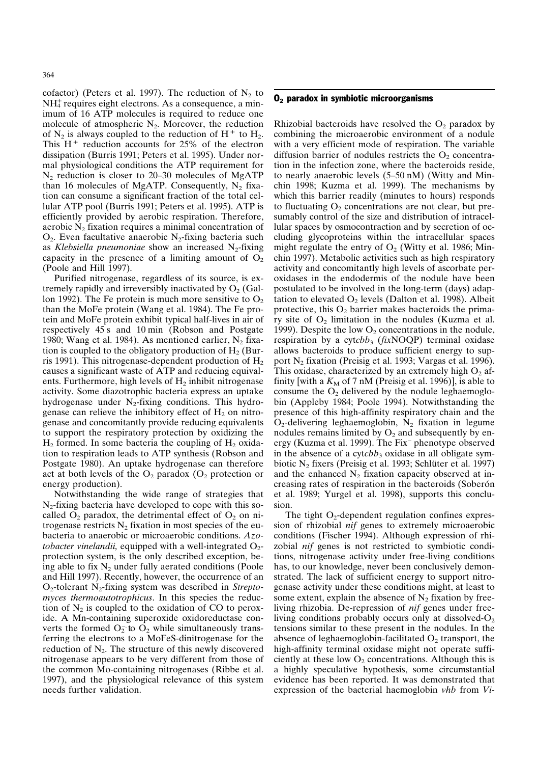cofactor) (Peters et al. 1997). The reduction of $N_2$ to $NH_4^+$ requires eight electrons. As a consequence, a minimum of 16 ATP molecules is required to reduce one molecule of atmospheric $N_2$. Moreover, the reduction of $N_2$ is always coupled to the reduction of $H^+$ to $H_2$. This $H^+$ reduction accounts for 25% of the electron dissipation (Burris 1991; Peters et al. 1995). Under normal physiological conditions the ATP requirement for $N_2$ reduction is closer to 20–30 molecules of MgATP than 16 molecules of MgATP. Consequently, $N_2$ fixation can consume a significant fraction of the total cellular ATP pool (Burris 1991; Peters et al. 1995). ATP is efficiently provided by aerobic respiration. Therefore, aerobic $N_2$ fixation requires a minimal concentration of $O_2$. Even facultative anaerobic $N_2$-fixing bacteria such as *Klebsiella pneumoniae* show an increased $N_2$-fixing capacity in the presence of a limiting amount of $O_2$ (Poole and Hill 1997).

Purified nitrogenase, regardless of its source, is extremely rapidly and irreversibly inactivated by $O_2$ (Gallon 1992). The Fe protein is much more sensitive to $O_2$ than the MoFe protein (Wang et al. 1984). The Fe protein and MoFe protein exhibit typical half-lives in air of respectively 45 s and 10 min (Robson and Postgate 1980; Wang et al. 1984). As mentioned earlier, $N_2$ fixation is coupled to the obligatory production of $H_2$ (Burris 1991). This nitrogenase-dependent production of $H_2$ causes a significant waste of ATP and reducing equivalents. Furthermore, high levels of $H_2$ inhibit nitrogenase activity. Some diazotrophic bacteria express an uptake hydrogenase under $N_2$-fixing conditions. This hydrogenase can relieve the inhibitory effect of $H_2$ on nitrogenase and concomitantly provide reducing equivalents to support the respiratory protection by oxidizing the $H_2$ formed. In some bacteria the coupling of $H_2$ oxidation to respiration leads to ATP synthesis (Robson and Postgate 1980). An uptake hydrogenase can therefore act at both levels of the $O_2$ paradox ($O_2$ protection or energy production).

Notwithstanding the wide range of strategies that $N_2$-fixing bacteria have developed to cope with this so-called $O_2$ paradox, the detrimental effect of $O_2$ on nitrogenase restricts $N_2$ fixation in most species of the eubacteria to anaerobic or microaerobic conditions. *Azotobacter vinelandii,* equipped with a well-integrated $O_2$-protection system, is the only described exception, being able to fix $N_2$ under fully aerated conditions (Poole and Hill 1997). Recently, however, the occurrence of an $O_2$-tolerant $N_2$-fixing system was described in *Streptomyces thermoautotrophicus*. In this species the reduction of $N_2$ is coupled to the oxidation of CO to peroxide. A Mn-containing superoxide oxidoreductase converts the formed $O_2^-$ to $O_2$ while simultaneously transferring the electrons to a MoFeS-dinitrogenase for the reduction of $N_2$. The structure of this newly discovered nitrogenase appears to be very different from those of the common Mo-containing nitrogenases (Ribbe et al. 1997), and the physiological relevance of this system needs further validation.

## $O_2$ paradox in symbiotic microorganisms

Rhizobial bacteroids have resolved the $O_2$ paradox by combining the microaerobic environment of a nodule with a very efficient mode of respiration. The variable diffusion barrier of nodules restricts the $O_2$ concentration in the infection zone, where the bacteroids reside, to nearly anaerobic levels (5–50 nM) (Witty and Minchin 1998; Kuzma et al. 1999). The mechanisms by which this barrier readily (minutes to hours) responds to fluctuating $O_2$ concentrations are not clear, but presumably control of the size and distribution of intracellular spaces by osmocontraction and by secretion of occluding glycoproteins within the intracellular spaces might regulate the entry of $O_2$ (Witty et al. 1986; Minchin 1997). Metabolic activities such as high respiratory activity and concomitantly high levels of ascorbate peroxidases in the endodermis of the nodule have been postulated to be involved in the long-term (days) adaptation to elevated $O_2$ levels (Dalton et al. 1998). Albeit protective, this $O_2$ barrier makes bacteroids the primary site of $O_2$ limitation in the nodules (Kuzma et al. 1999). Despite the low $O_2$ concentrations in the nodule, respiration by a cyt*cbb*$_3$ (*fix*NOQP) terminal oxidase allows bacteroids to produce sufficient energy to support $N_2$ fixation (Preisig et al. 1993; Vargas et al. 1996). This oxidase, characterized by an extremely high $O_2$ affinity [with a $K_M$ of 7 nM (Preisig et al. 1996)], is able to consume the $O_2$ delivered by the nodule leghaemoglobin (Appleby 1984; Poole 1994). Notwithstanding the presence of this high-affinity respiratory chain and the $O_2$-delivering leghaemoglobin, $N_2$ fixation in legume nodules remains limited by $O_2$ and subsequently by energy (Kuzma et al. 1999). The Fix$^-$ phenotype observed in the absence of a cyt*cbb*$_3$ oxidase in all obligate symbiotic $N_2$ fixers (Preisig et al. 1993; Schlüter et al. 1997) and the enhanced $N_2$ fixation capacity observed at increasing rates of respiration in the bacteroids (Soberón et al. 1989; Yurgel et al. 1998), supports this conclusion.

The tight $O_2$-dependent regulation confines expression of rhizobial *nif* genes to extremely microaerobic conditions (Fischer 1994). Although expression of rhizobial *nif* genes is not restricted to symbiotic conditions, nitrogenase activity under free-living conditions has, to our knowledge, never been conclusively demonstrated. The lack of sufficient energy to support nitrogenase activity under these conditions might, at least to some extent, explain the absence of $N_2$ fixation by free-living rhizobia. De-repression of *nif* genes under free-living conditions probably occurs only at dissolved-$O_2$ tensions similar to these present in the nodules. In the absence of leghaemoglobin-facilitated $O_2$ transport, the high-affinity terminal oxidase might not operate sufficiently at these low $O_2$ concentrations. Although this is a highly speculative hypothesis, some circumstantial evidence has been reported. It was demonstrated that expression of the bacterial haemoglobin *vhb* from *Vi-*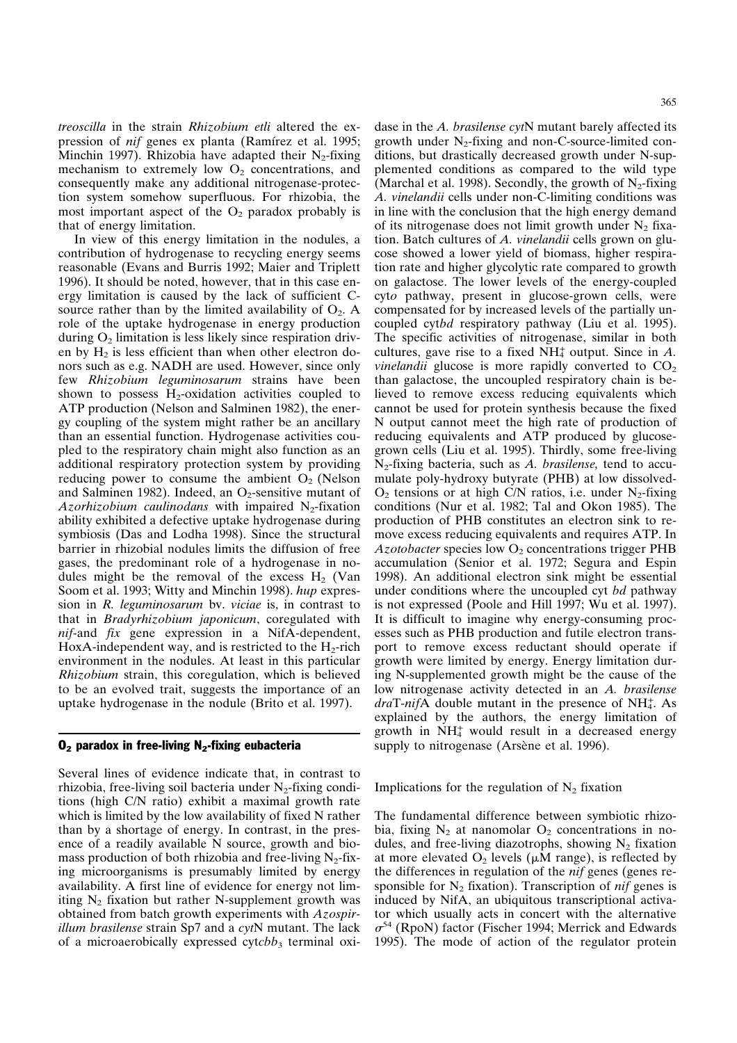*treoscilla* in the strain *Rhizobium etli* altered the expression of *nif* genes ex planta (Ramírez et al. 1995; Minchin 1997). Rhizobia have adapted their $N_2$-fixing mechanism to extremely low $O_2$ concentrations, and consequently make any additional nitrogenase-protection system somehow superfluous. For rhizobia, the most important aspect of the $O_2$ paradox probably is that of energy limitation.

In view of this energy limitation in the nodules, a contribution of hydrogenase to recycling energy seems reasonable (Evans and Burris 1992; Maier and Triplett 1996). It should be noted, however, that in this case energy limitation is caused by the lack of sufficient C-source rather than by the limited availability of $O_2$. A role of the uptake hydrogenase in energy production during $O_2$ limitation is less likely since respiration driven by $H_2$ is less efficient than when other electron donors such as e.g. NADH are used. However, since only few *Rhizobium leguminosarum* strains have been shown to possess $H_2$-oxidation activities coupled to ATP production (Nelson and Salminen 1982), the energy coupling of the system might rather be an ancillary than an essential function. Hydrogenase activities coupled to the respiratory chain might also function as an additional respiratory protection system by providing reducing power to consume the ambient $O_2$ (Nelson and Salminen 1982). Indeed, an $O_2$-sensitive mutant of *Azorhizobium caulinodans* with impaired $N_2$-fixation ability exhibited a defective uptake hydrogenase during symbiosis (Das and Lodha 1998). Since the structural barrier in rhizobial nodules limits the diffusion of free gases, the predominant role of a hydrogenase in nodules might be the removal of the excess $H_2$ (Van Soom et al. 1993; Witty and Minchin 1998). *hup* expression in *R. leguminosarum* bv. *viciae* is, in contrast to that in *Bradyrhizobium japonicum*, coregulated with *nif*-and *fix* gene expression in a NifA-dependent, HoxA-independent way, and is restricted to the $H_2$-rich environment in the nodules. At least in this particular *Rhizobium* strain, this coregulation, which is believed to be an evolved trait, suggests the importance of an uptake hydrogenase in the nodule (Brito et al. 1997).

## $O_2$ paradox in free-living $N_2$-fixing eubacteria

Several lines of evidence indicate that, in contrast to rhizobia, free-living soil bacteria under $N_2$-fixing conditions (high C/N ratio) exhibit a maximal growth rate which is limited by the low availability of fixed N rather than by a shortage of energy. In contrast, in the presence of a readily available N source, growth and biomass production of both rhizobia and free-living $N_2$-fixing microorganisms is presumably limited by energy availability. A first line of evidence for energy not limiting $N_2$ fixation but rather N-supplement growth was obtained from batch growth experiments with *Azospirillum brasilense* strain Sp7 and a *cyt*N mutant. The lack of a microaerobically expressed cyt$cbb_3$ terminal oxidase in the *A. brasilense cyt*N mutant barely affected its growth under $N_2$-fixing and non-C-source-limited conditions, but drastically decreased growth under N-supplemented conditions as compared to the wild type (Marchal et al. 1998). Secondly, the growth of $N_2$-fixing *A. vinelandii* cells under non-C-limiting conditions was in line with the conclusion that the high energy demand of its nitrogenase does not limit growth under $N_2$ fixation. Batch cultures of *A. vinelandii* cells grown on glucose showed a lower yield of biomass, higher respiration rate and higher glycolytic rate compared to growth on galactose. The lower levels of the energy-coupled cyt*o* pathway, present in glucose-grown cells, were compensated for by increased levels of the partially uncoupled cyt*bd* respiratory pathway (Liu et al. 1995). The specific activities of nitrogenase, similar in both cultures, gave rise to a fixed $NH_4^+$ output. Since in *A. vinelandii* glucose is more rapidly converted to $CO_2$ than galactose, the uncoupled respiratory chain is believed to remove excess reducing equivalents which cannot be used for protein synthesis because the fixed N output cannot meet the high rate of production of reducing equivalents and ATP produced by glucose-grown cells (Liu et al. 1995). Thirdly, some free-living $N_2$-fixing bacteria, such as *A. brasilense,* tend to accumulate poly-hydroxy butyrate (PHB) at low dissolved-$O_2$ tensions or at high C/N ratios, i.e. under $N_2$-fixing conditions (Nur et al. 1982; Tal and Okon 1985). The production of PHB constitutes an electron sink to remove excess reducing equivalents and requires ATP. In *Azotobacter* species low $O_2$ concentrations trigger PHB accumulation (Senior et al. 1972; Segura and Espin 1998). An additional electron sink might be essential under conditions where the uncoupled cyt *bd* pathway is not expressed (Poole and Hill 1997; Wu et al. 1997). It is difficult to imagine why energy-consuming processes such as PHB production and futile electron transport to remove excess reductant should operate if growth were limited by energy. Energy limitation during N-supplemented growth might be the cause of the low nitrogenase activity detected in an *A. brasilense dra*T-*nif*A double mutant in the presence of $NH_4^+$. As explained by the authors, the energy limitation of growth in $NH_4^+$ would result in a decreased energy supply to nitrogenase (Arsène et al. 1996).

### Implications for the regulation of $N_2$ fixation

The fundamental difference between symbiotic rhizobia, fixing $N_2$ at nanomolar $O_2$ concentrations in nodules, and free-living diazotrophs, showing $N_2$ fixation at more elevated $O_2$ levels (μM range), is reflected by the differences in regulation of the *nif* genes (genes responsible for $N_2$ fixation). Transcription of *nif* genes is induced by NifA, an ubiquitous transcriptional activator which usually acts in concert with the alternative $\sigma^{54}$ (RpoN) factor (Fischer 1994; Merrick and Edwards 1995). The mode of action of the regulator protein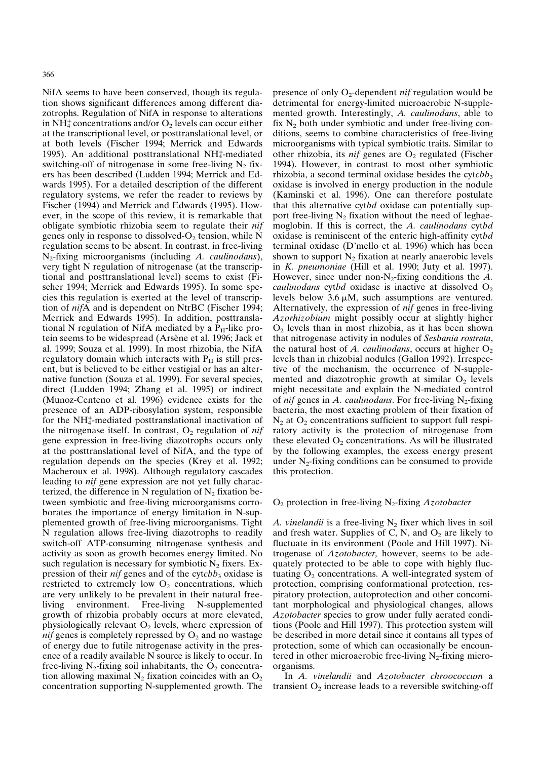NifA seems to have been conserved, though its regulation shows significant differences among different diazotrophs. Regulation of NifA in response to alterations in $NH_4^+$ concentrations and/or $O_2$ levels can occur either at the transcriptional level, or posttranslational level, or at both levels (Fischer 1994; Merrick and Edwards 1995). An additional posttranslational $NH_4^+$-mediated switching-off of nitrogenase in some free-living $N_2$ fixers has been described (Ludden 1994; Merrick and Edwards 1995). For a detailed description of the different regulatory systems, we refer the reader to reviews by Fischer (1994) and Merrick and Edwards (1995). However, in the scope of this review, it is remarkable that obligate symbiotic rhizobia seem to regulate their *nif* genes only in response to dissolved-$O_2$ tension, while N regulation seems to be absent. In contrast, in free-living $N_2$-fixing microorganisms (including *A. caulinodans*), very tight N regulation of nitrogenase (at the transcriptional and posttranslational level) seems to exist (Fischer 1994; Merrick and Edwards 1995). In some species this regulation is exerted at the level of transcription of *nif*A and is dependent on NtrBC (Fischer 1994; Merrick and Edwards 1995). In addition, posttranslational N regulation of NifA mediated by a $P_{II}$-like protein seems to be widespread (Arsène et al. 1996; Jack et al. 1999; Souza et al. 1999). In most rhizobia, the NifA regulatory domain which interacts with $P_{II}$ is still present, but is believed to be either vestigial or has an alternative function (Souza et al. 1999). For several species, direct (Ludden 1994; Zhang et al. 1995) or indirect (Munoz-Centeno et al. 1996) evidence exists for the presence of an ADP-ribosylation system, responsible for the $NH_4^+$-mediated posttranslational inactivation of the nitrogenase itself. In contrast, $O_2$ regulation of *nif* gene expression in free-living diazotrophs occurs only at the posttranslational level of NifA, and the type of regulation depends on the species (Krey et al. 1992; Macheroux et al. 1998). Although regulatory cascades leading to *nif* gene expression are not yet fully characterized, the difference in N regulation of $N_2$ fixation between symbiotic and free-living microorganisms corroborates the importance of energy limitation in N-supplemented growth of free-living microorganisms. Tight N regulation allows free-living diazotrophs to readily switch-off ATP-consuming nitrogenase synthesis and activity as soon as growth becomes energy limited. No such regulation is necessary for symbiotic $N_2$ fixers. Expression of their *nif* genes and of the cyt*cbb*$_3$ oxidase is restricted to extremely low $O_2$ concentrations, which are very unlikely to be prevalent in their natural free-living environment. Free-living N-supplemented growth of rhizobia probably occurs at more elevated, physiologically relevant $O_2$ levels, where expression of *nif* genes is completely repressed by $O_2$ and no wastage of energy due to futile nitrogenase activity in the presence of a readily available N source is likely to occur. In free-living $N_2$-fixing soil inhabitants, the $O_2$ concentration allowing maximal $N_2$ fixation coincides with an $O_2$ concentration supporting N-supplemented growth. The presence of only $O_2$-dependent *nif* regulation would be detrimental for energy-limited microaerobic N-supplemented growth. Interestingly, *A. caulinodans*, able to fix $N_2$ both under symbiotic and under free-living conditions, seems to combine characteristics of free-living microorganisms with typical symbiotic traits. Similar to other rhizobia, its *nif* genes are $O_2$ regulated (Fischer 1994). However, in contrast to most other symbiotic rhizobia, a second terminal oxidase besides the cyt*cbb*$_3$ oxidase is involved in energy production in the nodule (Kaminski et al. 1996). One can therefore postulate that this alternative cyt*bd* oxidase can potentially support free-living $N_2$ fixation without the need of leghaemoglobin. If this is correct, the *A. caulinodans* cyt*bd* oxidase is reminiscent of the enteric high-affinity cyt*bd* terminal oxidase (D'mello et al. 1996) which has been shown to support $N_2$ fixation at nearly anaerobic levels in *K. pneumoniae* (Hill et al. 1990; Juty et al. 1997). However, since under non-$N_2$-fixing conditions the *A. caulinodans* cyt*bd* oxidase is inactive at dissolved $O_2$ levels below 3.6 μM, such assumptions are ventured. Alternatively, the expression of *nif* genes in free-living *Azorhizobium* might possibly occur at slightly higher $O_2$ levels than in most rhizobia, as it has been shown that nitrogenase activity in nodules of *Sesbania rostrata*, the natural host of *A. caulinodans*, occurs at higher $O_2$ levels than in rhizobial nodules (Gallon 1992). Irrespective of the mechanism, the occurrence of N-supplemented and diazotrophic growth at similar $O_2$ levels might necessitate and explain the N-mediated control of *nif* genes in *A. caulinodans*. For free-living $N_2$-fixing bacteria, the most exacting problem of their fixation of $N_2$ at $O_2$ concentrations sufficient to support full respiratory activity is the protection of nitrogenase from these elevated $O_2$ concentrations. As will be illustrated by the following examples, the excess energy present under $N_2$-fixing conditions can be consumed to provide this protection.

## $O_2$ protection in free-living $N_2$-fixing *Azotobacter*

*A. vinelandii* is a free-living $N_2$ fixer which lives in soil and fresh water. Supplies of C, N, and $O_2$ are likely to fluctuate in its environment (Poole and Hill 1997). Nitrogenase of *Azotobacter,* however, seems to be adequately protected to be able to cope with highly fluctuating $O_2$ concentrations. A well-integrated system of protection, comprising conformational protection, respiratory protection, autoprotection and other concomitant morphological and physiological changes, allows *Azotobacter* species to grow under fully aerated conditions (Poole and Hill 1997). This protection system will be described in more detail since it contains all types of protection, some of which can occasionally be encountered in other microaerobic free-living $N_2$-fixing microorganisms.

In *A. vinelandii* and *Azotobacter chroococcum* a transient $O_2$ increase leads to a reversible switching-off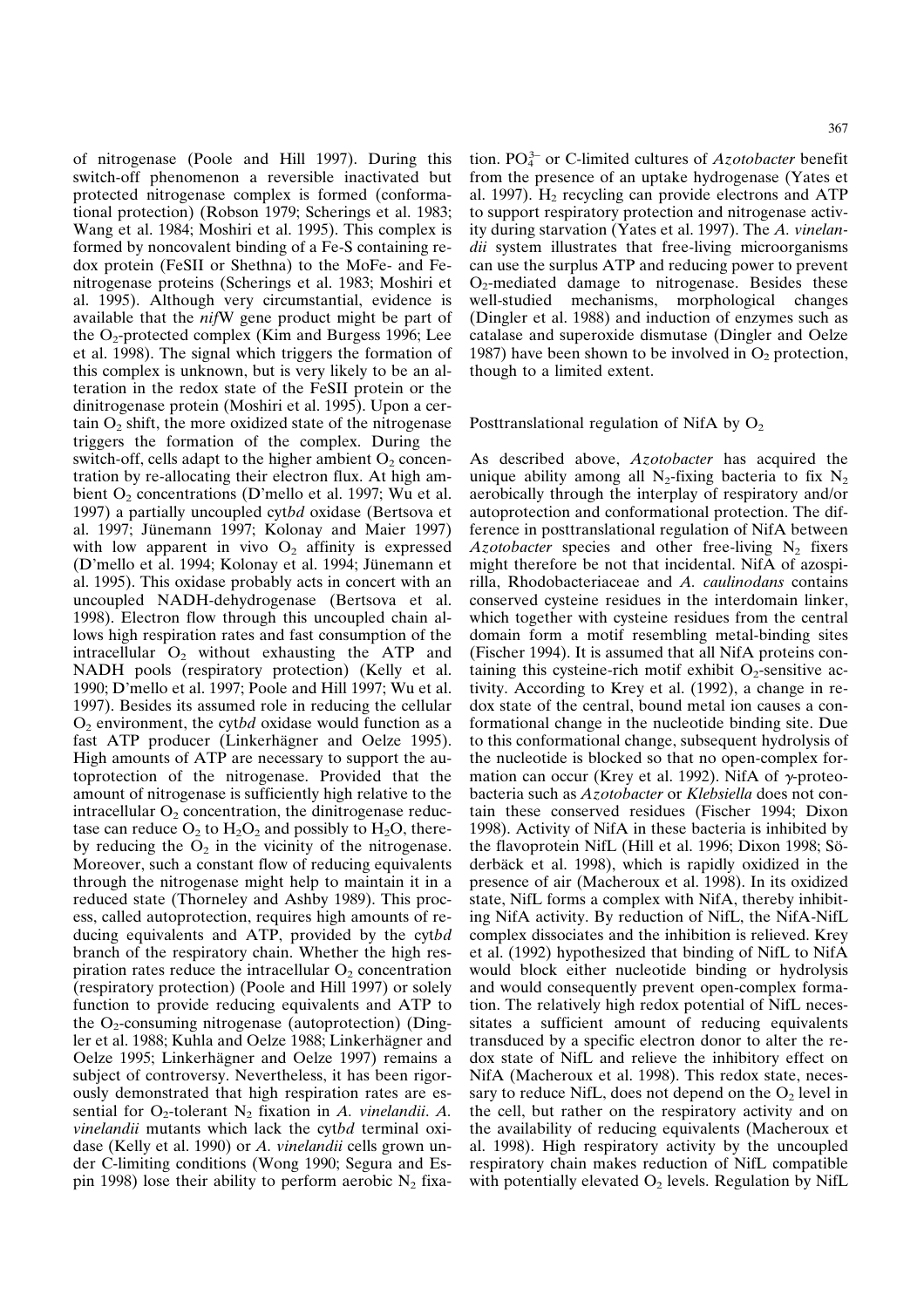of nitrogenase (Poole and Hill 1997). During this switch-off phenomenon a reversible inactivated but protected nitrogenase complex is formed (conformational protection) (Robson 1979; Scherings et al. 1983; Wang et al. 1984; Moshiri et al. 1995). This complex is formed by noncovalent binding of a Fe-S containing redox protein (FeSII or Shethna) to the MoFe- and Fe-nitrogenase proteins (Scherings et al. 1983; Moshiri et al. 1995). Although very circumstantial, evidence is available that the *nif*W gene product might be part of the $O_2$-protected complex (Kim and Burgess 1996; Lee et al. 1998). The signal which triggers the formation of this complex is unknown, but is very likely to be an alteration in the redox state of the FeSII protein or the dinitrogenase protein (Moshiri et al. 1995). Upon a certain $O_2$ shift, the more oxidized state of the nitrogenase triggers the formation of the complex. During the switch-off, cells adapt to the higher ambient $O_2$ concentration by re-allocating their electron flux. At high ambient $O_2$ concentrations (D'mello et al. 1997; Wu et al. 1997) a partially uncoupled cyt*bd* oxidase (Bertsova et al. 1997; Jünemann 1997; Kolonay and Maier 1997) with low apparent in vivo $O_2$ affinity is expressed (D'mello et al. 1994; Kolonay et al. 1994; Jünemann et al. 1995). This oxidase probably acts in concert with an uncoupled NADH-dehydrogenase (Bertsova et al. 1998). Electron flow through this uncoupled chain allows high respiration rates and fast consumption of the intracellular $O_2$ without exhausting the ATP and NADH pools (respiratory protection) (Kelly et al. 1990; D'mello et al. 1997; Poole and Hill 1997; Wu et al. 1997). Besides its assumed role in reducing the cellular $O_2$ environment, the cyt*bd* oxidase would function as a fast ATP producer (Linkerhägner and Oelze 1995). High amounts of ATP are necessary to support the autoprotection of the nitrogenase. Provided that the amount of nitrogenase is sufficiently high relative to the intracellular $O_2$ concentration, the dinitrogenase reductase can reduce $O_2$ to $H_2O_2$ and possibly to $H_2O$, thereby reducing the $O_2$ in the vicinity of the nitrogenase. Moreover, such a constant flow of reducing equivalents through the nitrogenase might help to maintain it in a reduced state (Thorneley and Ashby 1989). This process, called autoprotection, requires high amounts of reducing equivalents and ATP, provided by the cyt*bd* branch of the respiratory chain. Whether the high respiration rates reduce the intracellular $O_2$ concentration (respiratory protection) (Poole and Hill 1997) or solely function to provide reducing equivalents and ATP to the $O_2$-consuming nitrogenase (autoprotection) (Dingler et al. 1988; Kuhla and Oelze 1988; Linkerhägner and Oelze 1995; Linkerhägner and Oelze 1997) remains a subject of controversy. Nevertheless, it has been rigorously demonstrated that high respiration rates are essential for $O_2$-tolerant $N_2$ fixation in *A. vinelandii*. *A. vinelandii* mutants which lack the cyt*bd* terminal oxidase (Kelly et al. 1990) or *A. vinelandii* cells grown under C-limiting conditions (Wong 1990; Segura and Espin 1998) lose their ability to perform aerobic $N_2$ fixation. $PO_4^{3-}$ or C-limited cultures of *Azotobacter* benefit from the presence of an uptake hydrogenase (Yates et al. 1997). $H_2$ recycling can provide electrons and ATP to support respiratory protection and nitrogenase activity during starvation (Yates et al. 1997). The *A. vinelandii* system illustrates that free-living microorganisms can use the surplus ATP and reducing power to prevent $O_2$-mediated damage to nitrogenase. Besides these well-studied mechanisms, morphological changes (Dingler et al. 1988) and induction of enzymes such as catalase and superoxide dismutase (Dingler and Oelze 1987) have been shown to be involved in $O_2$ protection, though to a limited extent.

## Posttranslational regulation of NifA by $O_2$

As described above, *Azotobacter* has acquired the unique ability among all $N_2$-fixing bacteria to fix $N_2$ aerobically through the interplay of respiratory and/or autoprotection and conformational protection. The difference in posttranslational regulation of NifA between *Azotobacter* species and other free-living $N_2$ fixers might therefore be not that incidental. NifA of azospirilla, Rhodobacteriaceae and *A. caulinodans* contains conserved cysteine residues in the interdomain linker, which together with cysteine residues from the central domain form a motif resembling metal-binding sites (Fischer 1994). It is assumed that all NifA proteins containing this cysteine-rich motif exhibit $O_2$-sensitive activity. According to Krey et al. (1992), a change in redox state of the central, bound metal ion causes a conformational change in the nucleotide binding site. Due to this conformational change, subsequent hydrolysis of the nucleotide is blocked so that no open-complex formation can occur (Krey et al. 1992). NifA of $\gamma$-proteobacteria such as *Azotobacter* or *Klebsiella* does not contain these conserved residues (Fischer 1994; Dixon 1998). Activity of NifA in these bacteria is inhibited by the flavoprotein NifL (Hill et al. 1996; Dixon 1998; Söderbäck et al. 1998), which is rapidly oxidized in the presence of air (Macheroux et al. 1998). In its oxidized state, NifL forms a complex with NifA, thereby inhibiting NifA activity. By reduction of NifL, the NifA-NifL complex dissociates and the inhibition is relieved. Krey et al. (1992) hypothesized that binding of NifL to NifA would block either nucleotide binding or hydrolysis and would consequently prevent open-complex formation. The relatively high redox potential of NifL necessitates a sufficient amount of reducing equivalents transduced by a specific electron donor to alter the redox state of NifL and relieve the inhibitory effect on NifA (Macheroux et al. 1998). This redox state, necessary to reduce NifL, does not depend on the $O_2$ level in the cell, but rather on the respiratory activity and on the availability of reducing equivalents (Macheroux et al. 1998). High respiratory activity by the uncoupled respiratory chain makes reduction of NifL compatible with potentially elevated $O_2$ levels. Regulation by NifL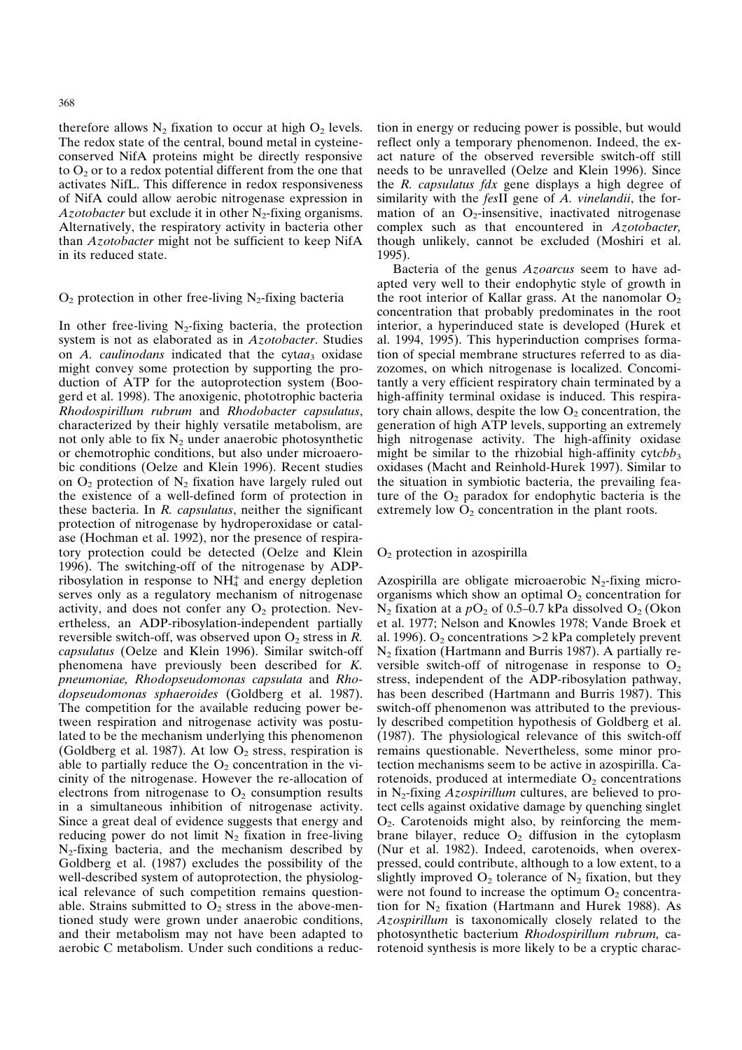therefore allows $N_2$ fixation to occur at high $O_2$ levels. The redox state of the central, bound metal in cysteine-conserved NifA proteins might be directly responsive to $O_2$ or to a redox potential different from the one that activates NifL. This difference in redox responsiveness of NifA could allow aerobic nitrogenase expression in *Azotobacter* but exclude it in other $N_2$-fixing organisms. Alternatively, the respiratory activity in bacteria other than *Azotobacter* might not be sufficient to keep NifA in its reduced state.

## $O_2$ protection in other free-living $N_2$-fixing bacteria

In other free-living $N_2$-fixing bacteria, the protection system is not as elaborated as in *Azotobacter*. Studies on *A. caulinodans* indicated that the cyt$aa_3$ oxidase might convey some protection by supporting the production of ATP for the autoprotection system (Boogerd et al. 1998). The anoxigenic, phototrophic bacteria *Rhodospirillum rubrum* and *Rhodobacter capsulatus*, characterized by their highly versatile metabolism, are not only able to fix $N_2$ under anaerobic photosynthetic or chemotrophic conditions, but also under microaerobic conditions (Oelze and Klein 1996). Recent studies on $O_2$ protection of $N_2$ fixation have largely ruled out the existence of a well-defined form of protection in these bacteria. In *R. capsulatus*, neither the significant protection of nitrogenase by hydroperoxidase or catalase (Hochman et al. 1992), nor the presence of respiratory protection could be detected (Oelze and Klein 1996). The switching-off of the nitrogenase by ADP-ribosylation in response to $NH_4^+$ and energy depletion serves only as a regulatory mechanism of nitrogenase activity, and does not confer any $O_2$ protection. Nevertheless, an ADP-ribosylation-independent partially reversible switch-off, was observed upon $O_2$ stress in *R. capsulatus* (Oelze and Klein 1996). Similar switch-off phenomena have previously been described for *K. pneumoniae, Rhodopseudomonas capsulata* and *Rhodopseudomonas sphaeroides* (Goldberg et al. 1987). The competition for the available reducing power between respiration and nitrogenase activity was postulated to be the mechanism underlying this phenomenon (Goldberg et al. 1987). At low $O_2$ stress, respiration is able to partially reduce the $O_2$ concentration in the vicinity of the nitrogenase. However the re-allocation of electrons from nitrogenase to $O_2$ consumption results in a simultaneous inhibition of nitrogenase activity. Since a great deal of evidence suggests that energy and reducing power do not limit $N_2$ fixation in free-living $N_2$-fixing bacteria, and the mechanism described by Goldberg et al. (1987) excludes the possibility of the well-described system of autoprotection, the physiological relevance of such competition remains questionable. Strains submitted to $O_2$ stress in the above-mentioned study were grown under anaerobic conditions, and their metabolism may not have been adapted to aerobic C metabolism. Under such conditions a reduction in energy or reducing power is possible, but would reflect only a temporary phenomenon. Indeed, the exact nature of the observed reversible switch-off still needs to be unravelled (Oelze and Klein 1996). Since the *R. capsulatus fdx* gene displays a high degree of similarity with the *fes*II gene of *A. vinelandii*, the formation of an $O_2$-insensitive, inactivated nitrogenase complex such as that encountered in *Azotobacter,* though unlikely, cannot be excluded (Moshiri et al. 1995).

Bacteria of the genus *Azoarcus* seem to have adapted very well to their endophytic style of growth in the root interior of Kallar grass. At the nanomolar $O_2$ concentration that probably predominates in the root interior, a hyperinduced state is developed (Hurek et al. 1994, 1995). This hyperinduction comprises formation of special membrane structures referred to as diazozomes, on which nitrogenase is localized. Concomitantly a very efficient respiratory chain terminated by a high-affinity terminal oxidase is induced. This respiratory chain allows, despite the low $O_2$ concentration, the generation of high ATP levels, supporting an extremely high nitrogenase activity. The high-affinity oxidase might be similar to the rhizobial high-affinity cyt$cbb_3$ oxidases (Macht and Reinhold-Hurek 1997). Similar to the situation in symbiotic bacteria, the prevailing feature of the $O_2$ paradox for endophytic bacteria is the extremely low $O_2$ concentration in the plant roots.

## $O_2$ protection in azospirilla

Azospirilla are obligate microaerobic $N_2$-fixing microorganisms which show an optimal $O_2$ concentration for $N_2$ fixation at a $pO_2$ of 0.5–0.7 kPa dissolved $O_2$ (Okon et al. 1977; Nelson and Knowles 1978; Vande Broek et al. 1996). $O_2$ concentrations >2 kPa completely prevent $N_2$ fixation (Hartmann and Burris 1987). A partially reversible switch-off of nitrogenase in response to $O_2$ stress, independent of the ADP-ribosylation pathway, has been described (Hartmann and Burris 1987). This switch-off phenomenon was attributed to the previously described competition hypothesis of Goldberg et al. (1987). The physiological relevance of this switch-off remains questionable. Nevertheless, some minor protection mechanisms seem to be active in azospirilla. Carotenoids, produced at intermediate $O_2$ concentrations in $N_2$-fixing *Azospirillum* cultures, are believed to protect cells against oxidative damage by quenching singlet $O_2$. Carotenoids might also, by reinforcing the membrane bilayer, reduce $O_2$ diffusion in the cytoplasm (Nur et al. 1982). Indeed, carotenoids, when overexpressed, could contribute, although to a low extent, to a slightly improved $O_2$ tolerance of $N_2$ fixation, but they were not found to increase the optimum $O_2$ concentration for $N_2$ fixation (Hartmann and Hurek 1988). As *Azospirillum* is taxonomically closely related to the photosynthetic bacterium *Rhodospirillum rubrum,* carotenoid synthesis is more likely to be a cryptic charac-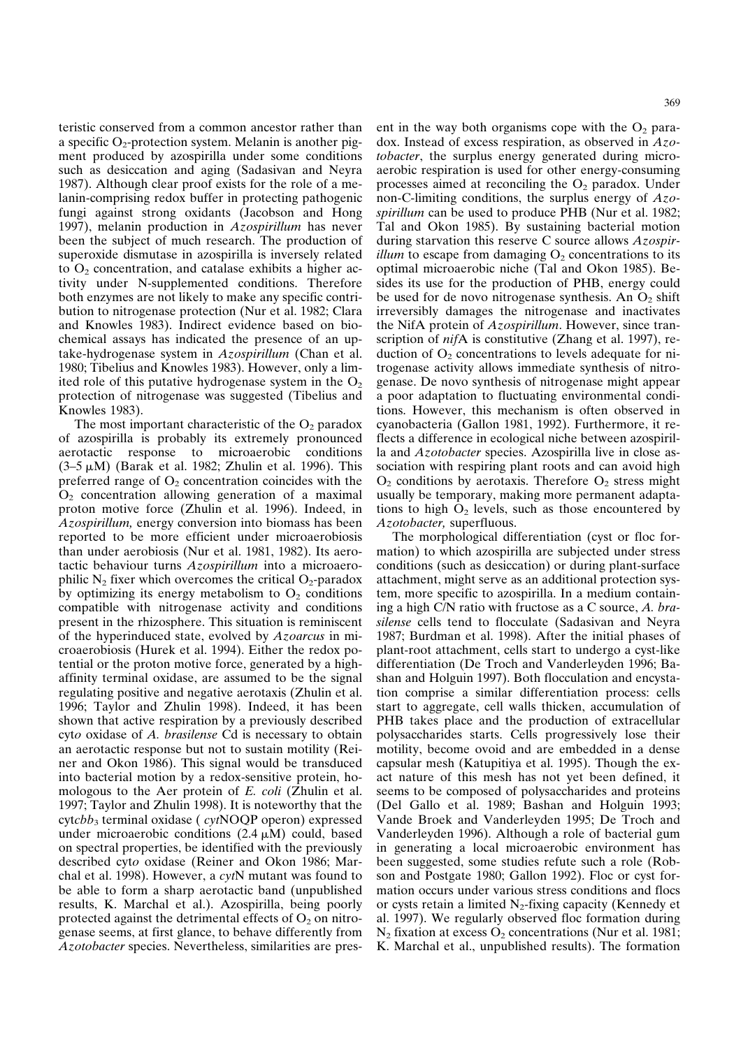teristic conserved from a common ancestor rather than a specific $O_2$-protection system. Melanin is another pigment produced by azospirilla under some conditions such as desiccation and aging (Sadasivan and Neyra 1987). Although clear proof exists for the role of a melanin-comprising redox buffer in protecting pathogenic fungi against strong oxidants (Jacobson and Hong 1997), melanin production in *Azospirillum* has never been the subject of much research. The production of superoxide dismutase in azospirilla is inversely related to $O_2$ concentration, and catalase exhibits a higher activity under N-supplemented conditions. Therefore both enzymes are not likely to make any specific contribution to nitrogenase protection (Nur et al. 1982; Clara and Knowles 1983). Indirect evidence based on biochemical assays has indicated the presence of an uptake-hydrogenase system in *Azospirillum* (Chan et al. 1980; Tibelius and Knowles 1983). However, only a limited role of this putative hydrogenase system in the $O_2$ protection of nitrogenase was suggested (Tibelius and Knowles 1983).

The most important characteristic of the $O_2$ paradox of azospirilla is probably its extremely pronounced aerotactic response to microaerobic conditions (3–5 μM) (Barak et al. 1982; Zhulin et al. 1996). This preferred range of $O_2$ concentration coincides with the $O_2$ concentration allowing generation of a maximal proton motive force (Zhulin et al. 1996). Indeed, in *Azospirillum,* energy conversion into biomass has been reported to be more efficient under microaerobiosis than under aerobiosis (Nur et al. 1981, 1982). Its aerotactic behaviour turns *Azospirillum* into a microaerophilic $N_2$ fixer which overcomes the critical $O_2$-paradox by optimizing its energy metabolism to $O_2$ conditions compatible with nitrogenase activity and conditions present in the rhizosphere. This situation is reminiscent of the hyperinduced state, evolved by *Azoarcus* in microaerobiosis (Hurek et al. 1994). Either the redox potential or the proton motive force, generated by a high-affinity terminal oxidase, are assumed to be the signal regulating positive and negative aerotaxis (Zhulin et al. 1996; Taylor and Zhulin 1998). Indeed, it has been shown that active respiration by a previously described cyt*o* oxidase of *A. brasilense* Cd is necessary to obtain an aerotactic response but not to sustain motility (Reiner and Okon 1986). This signal would be transduced into bacterial motion by a redox-sensitive protein, homologous to the Aer protein of *E. coli* (Zhulin et al. 1997; Taylor and Zhulin 1998). It is noteworthy that the cyt*cbb*$_3$ terminal oxidase ( *cyt*NOQP operon) expressed under microaerobic conditions (2.4 μM) could, based on spectral properties, be identified with the previously described cyt*o* oxidase (Reiner and Okon 1986; Marchal et al. 1998). However, a *cyt*N mutant was found to be able to form a sharp aerotactic band (unpublished results, K. Marchal et al.). Azospirilla, being poorly protected against the detrimental effects of $O_2$ on nitrogenase seems, at first glance, to behave differently from *Azotobacter* species. Nevertheless, similarities are present in the way both organisms cope with the $O_2$ paradox. Instead of excess respiration, as observed in *Azotobacter*, the surplus energy generated during microaerobic respiration is used for other energy-consuming processes aimed at reconciling the $O_2$ paradox. Under non-C-limiting conditions, the surplus energy of *Azospirillum* can be used to produce PHB (Nur et al. 1982; Tal and Okon 1985). By sustaining bacterial motion during starvation this reserve C source allows *Azospirillum* to escape from damaging $O_2$ concentrations to its optimal microaerobic niche (Tal and Okon 1985). Besides its use for the production of PHB, energy could be used for de novo nitrogenase synthesis. An $O_2$ shift irreversibly damages the nitrogenase and inactivates the NifA protein of *Azospirillum*. However, since transcription of *nif*A is constitutive (Zhang et al. 1997), reduction of $O_2$ concentrations to levels adequate for nitrogenase activity allows immediate synthesis of nitrogenase. De novo synthesis of nitrogenase might appear a poor adaptation to fluctuating environmental conditions. However, this mechanism is often observed in cyanobacteria (Gallon 1981, 1992). Furthermore, it reflects a difference in ecological niche between azospirilla and *Azotobacter* species. Azospirilla live in close association with respiring plant roots and can avoid high $O_2$ conditions by aerotaxis. Therefore $O_2$ stress might usually be temporary, making more permanent adaptations to high $O_2$ levels, such as those encountered by *Azotobacter,* superfluous.

The morphological differentiation (cyst or floc formation) to which azospirilla are subjected under stress conditions (such as desiccation) or during plant-surface attachment, might serve as an additional protection system, more specific to azospirilla. In a medium containing a high C/N ratio with fructose as a C source, *A. brasilense* cells tend to flocculate (Sadasivan and Neyra 1987; Burdman et al. 1998). After the initial phases of plant-root attachment, cells start to undergo a cyst-like differentiation (De Troch and Vanderleyden 1996; Bashan and Holguin 1997). Both flocculation and encystation comprise a similar differentiation process: cells start to aggregate, cell walls thicken, accumulation of PHB takes place and the production of extracellular polysaccharides starts. Cells progressively lose their motility, become ovoid and are embedded in a dense capsular mesh (Katupitiya et al. 1995). Though the exact nature of this mesh has not yet been defined, it seems to be composed of polysaccharides and proteins (Del Gallo et al. 1989; Bashan and Holguin 1993; Vande Broek and Vanderleyden 1995; De Troch and Vanderleyden 1996). Although a role of bacterial gum in generating a local microaerobic environment has been suggested, some studies refute such a role (Robson and Postgate 1980; Gallon 1992). Floc or cyst formation occurs under various stress conditions and flocs or cysts retain a limited $N_2$-fixing capacity (Kennedy et al. 1997). We regularly observed floc formation during $N_2$ fixation at excess $O_2$ concentrations (Nur et al. 1981; K. Marchal et al., unpublished results). The formation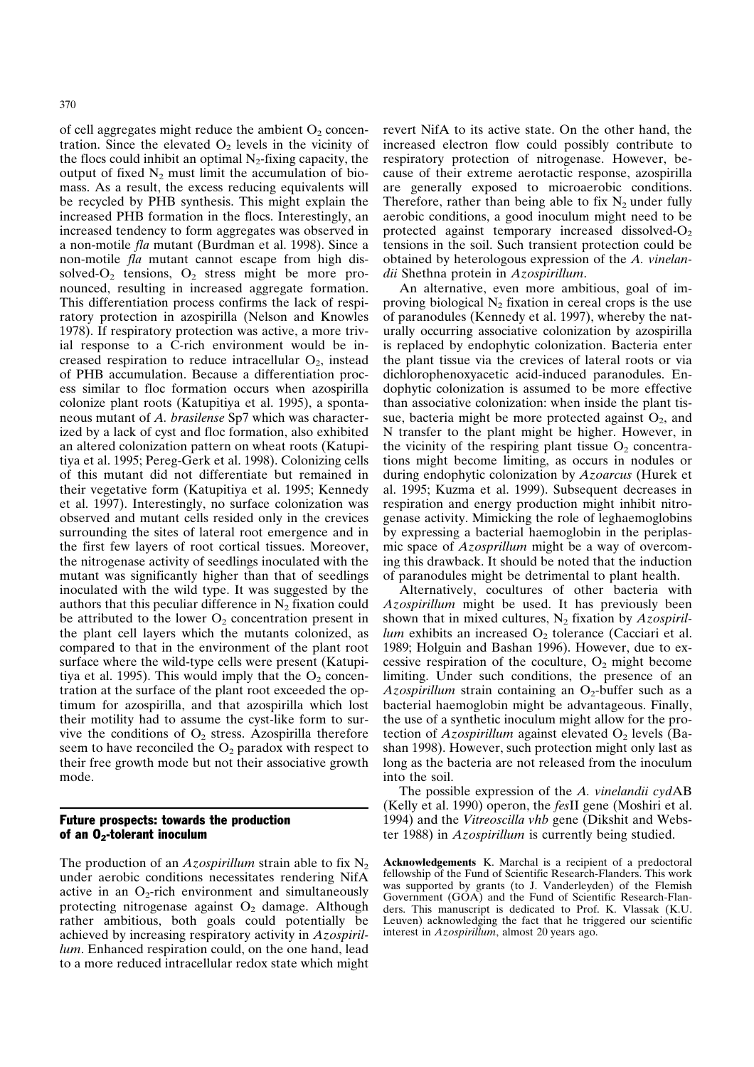of cell aggregates might reduce the ambient $O_2$ concentration. Since the elevated $O_2$ levels in the vicinity of the flocs could inhibit an optimal $N_2$-fixing capacity, the output of fixed $N_2$ must limit the accumulation of biomass. As a result, the excess reducing equivalents will be recycled by PHB synthesis. This might explain the increased PHB formation in the flocs. Interestingly, an increased tendency to form aggregates was observed in a non-motile *fla* mutant (Burdman et al. 1998). Since a non-motile *fla* mutant cannot escape from high dissolved-$O_2$ tensions, $O_2$ stress might be more pronounced, resulting in increased aggregate formation. This differentiation process confirms the lack of respiratory protection in azospirilla (Nelson and Knowles 1978). If respiratory protection was active, a more trivial response to a C-rich environment would be increased respiration to reduce intracellular $O_2$, instead of PHB accumulation. Because a differentiation process similar to floc formation occurs when azospirilla colonize plant roots (Katupitiya et al. 1995), a spontaneous mutant of *A. brasilense* Sp7 which was characterized by a lack of cyst and floc formation, also exhibited an altered colonization pattern on wheat roots (Katupitiya et al. 1995; Pereg-Gerk et al. 1998). Colonizing cells of this mutant did not differentiate but remained in their vegetative form (Katupitiya et al. 1995; Kennedy et al. 1997). Interestingly, no surface colonization was observed and mutant cells resided only in the crevices surrounding the sites of lateral root emergence and in the first few layers of root cortical tissues. Moreover, the nitrogenase activity of seedlings inoculated with the mutant was significantly higher than that of seedlings inoculated with the wild type. It was suggested by the authors that this peculiar difference in $N_2$ fixation could be attributed to the lower $O_2$ concentration present in the plant cell layers which the mutants colonized, as compared to that in the environment of the plant root surface where the wild-type cells were present (Katupitiya et al. 1995). This would imply that the $O_2$ concentration at the surface of the plant root exceeded the optimum for azospirilla, and that azospirilla which lost their motility had to assume the cyst-like form to survive the conditions of $O_2$ stress. Azospirilla therefore seem to have reconciled the $O_2$ paradox with respect to their free growth mode but not their associative growth mode.

## Future prospects: towards the production of an $O_2$-tolerant inoculum

The production of an *Azospirillum* strain able to fix $N_2$ under aerobic conditions necessitates rendering NifA active in an $O_2$-rich environment and simultaneously protecting nitrogenase against $O_2$ damage. Although rather ambitious, both goals could potentially be achieved by increasing respiratory activity in *Azospirillum*. Enhanced respiration could, on the one hand, lead to a more reduced intracellular redox state which might revert NifA to its active state. On the other hand, the increased electron flow could possibly contribute to respiratory protection of nitrogenase. However, because of their extreme aerotactic response, azospirilla are generally exposed to microaerobic conditions. Therefore, rather than being able to fix $N_2$ under fully aerobic conditions, a good inoculum might need to be protected against temporary increased dissolved-$O_2$ tensions in the soil. Such transient protection could be obtained by heterologous expression of the *A. vinelandii* Shethna protein in *Azospirillum*.

An alternative, even more ambitious, goal of improving biological $N_2$ fixation in cereal crops is the use of paranodules (Kennedy et al. 1997), whereby the naturally occurring associative colonization by azospirilla is replaced by endophytic colonization. Bacteria enter the plant tissue via the crevices of lateral roots or via dichlorophenoxyacetic acid-induced paranodules. Endophytic colonization is assumed to be more effective than associative colonization: when inside the plant tissue, bacteria might be more protected against $O_2$, and N transfer to the plant might be higher. However, in the vicinity of the respiring plant tissue $O_2$ concentrations might become limiting, as occurs in nodules or during endophytic colonization by *Azoarcus* (Hurek et al. 1995; Kuzma et al. 1999). Subsequent decreases in respiration and energy production might inhibit nitrogenase activity. Mimicking the role of leghaemoglobins by expressing a bacterial haemoglobin in the periplasmic space of *Azospirillum* might be a way of overcoming this drawback. It should be noted that the induction of paranodules might be detrimental to plant health.

Alternatively, cocultures of other bacteria with *Azospirillum* might be used. It has previously been shown that in mixed cultures, $N_2$ fixation by *Azospirillum* exhibits an increased $O_2$ tolerance (Cacciari et al. 1989; Holguin and Bashan 1996). However, due to excessive respiration of the coculture, $O_2$ might become limiting. Under such conditions, the presence of an *Azospirillum* strain containing an $O_2$-buffer such as a bacterial haemoglobin might be advantageous. Finally, the use of a synthetic inoculum might allow for the protection of *Azospirillum* against elevated $O_2$ levels (Bashan 1998). However, such protection might only last as long as the bacteria are not released from the inoculum into the soil.

The possible expression of the *A. vinelandii cyd*AB (Kelly et al. 1990) operon, the *fes*II gene (Moshiri et al. 1994) and the *Vitreoscilla vhb* gene (Dikshit and Webster 1988) in *Azospirillum* is currently being studied.

**Acknowledgements** K. Marchal is a recipient of a predoctoral fellowship of the Fund of Scientific Research-Flanders. This work was supported by grants (to J. Vanderleyden) of the Flemish Government (GOA) and the Fund of Scientific Research-Flanders. This manuscript is dedicated to Prof. K. Vlassak (K.U. Leuven) acknowledging the fact that he triggered our scientific interest in *Azospirillum*, almost 20 years ago.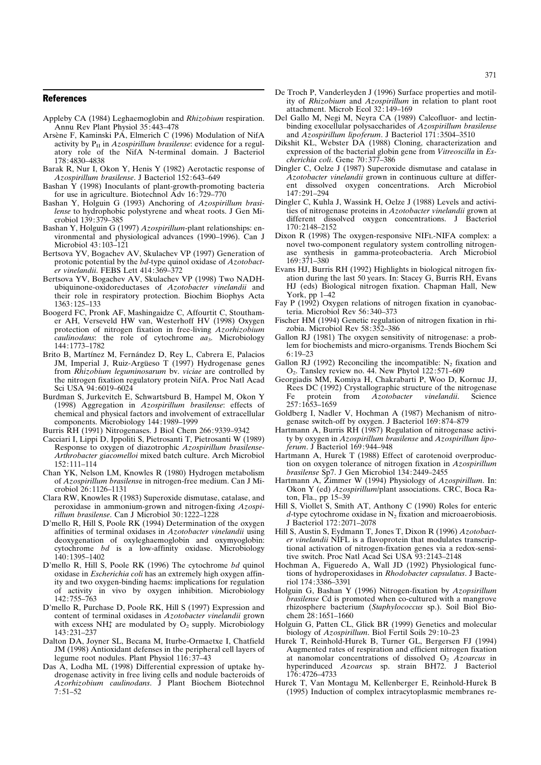## References

Appleby CA (1984) Leghaemoglobin and *Rhizobium* respiration. Annu Rev Plant Physiol 35:443–478

Arsène F, Kaminski PA, Elmerich C (1996) Modulation of NifA activity by $P_{II}$ in *Azospirillum brasilense*: evidence for a regulatory role of the NifA N-terminal domain. J Bacteriol 178:4830–4838

Barak R, Nur I, Okon Y, Henis Y (1982) Aerotactic response of *Azospirillum brasilense*. J Bacteriol 152:643–649

Bashan Y (1998) Inoculants of plant-growth-promoting bacteria for use in agriculture. Biotechnol Adv 16:729–770

Bashan Y, Holguin G (1993) Anchoring of *Azospirillum brasilense* to hydrophobic polystyrene and wheat roots. J Gen Microbiol 139:379–385

Bashan Y, Holguin G (1997) *Azospirillum*-plant relationships: environmental and physiological advances (1990–1996). Can J Microbiol 43:103–121

Bertsova YV, Bogachev AV, Skulachev VP (1997) Generation of protonic potential by the *bd*-type quinol oxidase of *Azotobacter vinelandii*. FEBS Lett 414:369–372

Bertsova YV, Bogachev AV, Skulachev VP (1998) Two NADH-ubiquinone-oxidoreductases of *Azotobacter vinelandii* and their role in respiratory protection. Biochim Biophys Acta 1363:125–133

Boogerd FC, Pronk AF, Mashingaidze C, Affourtit C, Stouthamer AH, Verseveld HW van, Westerhoff HV (1998) Oxygen protection of nitrogen fixation in free-living *Azorhizobium caulinodans*: the role of cytochrome $aa_3$. Microbiology 144:1773–1782

Brito B, Martínez M, Fernández D, Rey L, Cabrera E, Palacios JM, Imperial J, Ruiz-Argüeso T (1997) Hydrogenase genes from *Rhizobium leguminosarum* bv. *viciae* are controlled by the nitrogen fixation regulatory protein NifA. Proc Natl Acad Sci USA 94:6019–6024

Burdman S, Jurkevitch E, Schwartsburd B, Hampel M, Okon Y (1998) Aggregation in *Azospirillum brasilense*: effects of chemical and physical factors and involvement of extracellular components. Microbiology 144:1989–1999

Burris RH (1991) Nitrogenases. J Biol Chem 266:9339–9342

Cacciari I, Lippi D, Ippoliti S, Pietrosanti T, Pietrosanti W (1989) Response to oxygen of diazotrophic *Azospirillum brasilense*-*Arthrobacter giacomelloi* mixed batch culture. Arch Microbiol 152:111–114

Chan YK, Nelson LM, Knowles R (1980) Hydrogen metabolism of *Azospirillum brasilense* in nitrogen-free medium. Can J Microbiol 26:1126–1131

Clara RW, Knowles R (1983) Superoxide dismutase, catalase, and peroxidase in ammonium-grown and nitrogen-fixing *Azospirillum brasilense*. Can J Microbiol 30:1222–1228

D'mello R, Hill S, Poole RK (1994) Determination of the oxygen affinities of terminal oxidases in *Azotobacter vinelandii* using deoxygenation of oxyleghaemoglobin and oxymyoglobin: cytochrome *bd* is a low-affinity oxidase. Microbiology 140:1395–1402

D'mello R, Hill S, Poole RK (1996) The cytochrome *bd* quinol oxidase in *Escherichia coli* has an extremely high oxygen affinity and two oxygen-binding haems: implications for regulation of activity in vivo by oxygen inhibition. Microbiology 142:755–763

D'mello R, Purchase D, Poole RK, Hill S (1997) Expression and content of terminal oxidases in *Azotobacter vinelandii* grown with excess $NH_4^+$ are modulated by $O_2$ supply. Microbiology 143:231–237

Dalton DA, Joyner SL, Becana M, Iturbe-Ormaetxe I, Chatfield JM (1998) Antioxidant defenses in the peripheral cell layers of legume root nodules. Plant Physiol 116:37–43

Das A, Lodha ML (1998) Differential expression of uptake hydrogenase activity in free living cells and nodule bacteroids of *Azorhizobium caulinodans*. J Plant Biochem Biotechnol 7:51–52

De Troch P, Vanderleyden J (1996) Surface properties and motility of *Rhizobium* and *Azospirillum* in relation to plant root attachment. Microb Ecol 32:149–169

Del Gallo M, Negi M, Neyra CA (1989) Calcofluor- and lectin-binding exocellular polysaccharides of *Azospirillum brasilense* and *Azospirillum lipoferum*. J Bacteriol 171:3504–3510

Dikshit KL, Webster DA (1988) Cloning, characterization and expression of the bacterial globin gene from *Vitreoscilla* in *Escherichia coli*. Gene 70:377–386

Dingler C, Oelze J (1987) Superoxide dismutase and catalase in *Azotobacter vinelandii* grown in continuous culture at different dissolved oxygen concentrations. Arch Microbiol 147:291–294

Dingler C, Kuhla J, Wassink H, Oelze J (1988) Levels and activities of nitrogenase proteins in *Azotobacter vinelandii* grown at different dissolved oxygen concentrations. J Bacteriol 170:2148–2152

Dixon R (1998) The oxygen-responsive NIFL-NIFA complex: a novel two-component regulatory system controlling nitrogenase synthesis in gamma-proteobacteria. Arch Microbiol 169:371–380

Evans HJ, Burris RH (1992) Highlights in biological nitrogen fixation during the last 50 years. In: Stacey G, Burris RH, Evans HJ (eds) Biological nitrogen fixation. Chapman Hall, New York, pp 1–42

Fay P (1992) Oxygen relations of nitrogen fixation in cyanobacteria. Microbiol Rev 56:340–373

Fischer HM (1994) Genetic regulation of nitrogen fixation in rhizobia. Microbiol Rev 58:352–386

Gallon RJ (1981) The oxygen sensitivity of nitrogenase: a problem for biochemists and micro-organisms. Trends Biochem Sci 6:19–23

Gallon RJ (1992) Reconciling the incompatible: $N_2$ fixation and $O_2$. Tansley review no. 44. New Phytol 122:571–609

Georgiadis MM, Komiya H, Chakrabarti P, Woo D, Kornuc JJ, Rees DC (1992) Crystallographic structure of the nitrogenase Fe protein from *Azotobacter vinelandii*. Science 257:1653–1659

Goldberg I, Nadler V, Hochman A (1987) Mechanism of nitrogenase switch-off by oxygen. J Bacteriol 169:874–879

Hartmann A, Burris RH (1987) Regulation of nitrogenase activity by oxygen in *Azospirillum brasilense* and *Azospirillum lipoferum*. J Bacteriol 169:944–948

Hartmann A, Hurek T (1988) Effect of carotenoid overproduction on oxygen tolerance of nitrogen fixation in *Azospirillum brasilense* Sp7. J Gen Microbiol 134:2449–2455

Hartmann A, Zimmer W (1994) Physiology of *Azospirillum*. In: Okon Y (ed) *Azospirillum*/plant associations. CRC, Boca Raton, Fla., pp 15–39

Hill S, Viollet S, Smith AT, Anthony C (1990) Roles for enteric *d*-type cytochrome oxidase in $N_2$ fixation and microaerobiosis. J Bacteriol 172:2071–2078

Hill S, Austin S, Eydmann T, Jones T, Dixon R (1996) *Azotobacter vinelandii* NIFL is a flavoprotein that modulates transcriptional activation of nitrogen-fixation genes via a redox-sensitive switch. Proc Natl Acad Sci USA 93:2143–2148

Hochman A, Figueredo A, Wall JD (1992) Physiological functions of hydroperoxidases in *Rhodobacter capsulatus*. J Bacteriol 174:3386–3391

Holguin G, Bashan Y (1996) Nitrogen-fixation by *Azopsirillum brasilense* Cd is promoted when co-cultured with a mangrove rhizosphere bacterium (*Staphylococcus* sp.). Soil Biol Biochem 28:1651–1660

Holguin G, Patten CL, Glick BR (1999) Genetics and molecular biology of *Azospirillum*. Biol Fertil Soils 29:10–23

Hurek T, Reinhold-Hurek B, Turner GL, Bergersen FJ (1994) Augmented rates of respiration and efficient nitrogen fixation at nanomolar concentrations of dissolved $O_2$ *Azoarcus* in hyperinduced *Azoarcus* sp. strain BH72. J Bacteriol 176:4726–4733

Hurek T, Van Montagu M, Kellenberger E, Reinhold-Hurek B (1995) Induction of complex intracytoplasmic membranes re-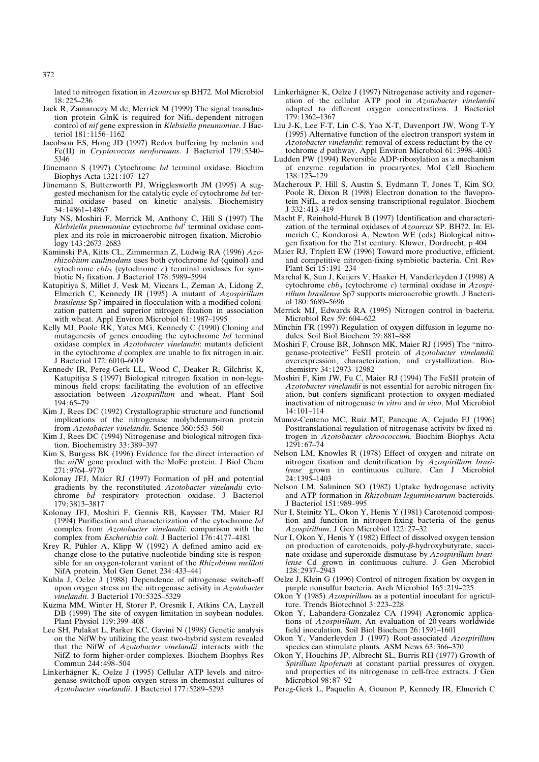lated to nitrogen fixation in *Azoarcus* sp BH72. Mol Microbiol 18:225–236

Jack R, Zamaroczy M de, Merrick M (1999) The signal transduction protein GlnK is required for NifL-dependent nitrogen control of *nif* gene expression in *Klebsiella pneumoniae*. J Bacteriol 181:1156–1162

Jacobson ES, Hong JD (1997) Redox buffering by melanin and Fe(II) in *Cryptococcus neoformans*. J Bacteriol 179:5340–5346

Jünemann S (1997) Cytochrome *bd* terminal oxidase. Biochim Biophys Acta 1321:107–127

Jünemann S, Butterworth PJ, Wrigglesworth JM (1995) A suggested mechanism for the catalytic cycle of cytochrome *bd* terminal oxidase based on kinetic analysis. Biochemistry 34:14861–14867

Juty NS, Moshiri F, Merrick M, Anthony C, Hill S (1997) The *Klebsiella pneumoniae* cytochrome *bd*′ terminal oxidase complex and its role in microaerobic nitrogen fixation. Microbiology 143:2673–2683

Kaminski PA, Kitts CL, Zimmerman Z, Ludwig RA (1996) *Azorhizobium caulinodans* uses both cytochrome *bd* (quinol) and cytochrome $cbb_3$ (cytochrome *c*) terminal oxidases for symbiotic $N_2$ fixation. J Bacteriol 178:5989–5994

Katupitiya S, Millet J, Vesk M, Viccars L, Zeman A, Lidong Z, Elmerich C, Kennedy IR (1995) A mutant of *Azospirillum brasilense* Sp7 impaired in flocculation with a modified colonization pattern and superior nitrogen fixation in association with wheat. Appl Environ Microbiol 61:1987–1995

Kelly MJ, Poole RK, Yates MG, Kennedy C (1990) Cloning and mutagenesis of genes encoding the cytochrome *bd* terminal oxidase complex in *Azotobacter vinelandii*: mutants deficient in the cytochrome *d* complex are unable to fix nitrogen in air. J Bacteriol 172:6010–6019

Kennedy IR, Pereg-Gerk LL, Wood C, Deaker R, Gilchrist K, Katupitiya S (1997) Biological nitrogen fixation in non-leguminous field crops: facilitating the evolution of an effective association between *Azospirillum* and wheat. Plant Soil 194:65–79

Kim J, Rees DC (1992) Crystallographic structure and functional implications of the nitrogenase molybdenum-iron protein from *Azotobacter vinelandii*. Science 360:553–560

Kim J, Rees DC (1994) Nitrogenase and biological nitrogen fixation. Biochemistry 33:389–397

Kim S, Burgess BK (1996) Evidence for the direct interaction of the *nif*W gene product with the MoFe protein. J Biol Chem 271:9764–9770

Kolonay JFJ, Maier RJ (1997) Formation of pH and potential gradients by the reconstituted *Azotobacter vinelandii* cytochrome *bd* respiratory protection oxidase. J Bacteriol 179:3813–3817

Kolonay JFJ, Moshiri F, Gennis RB, Kaysser TM, Maier RJ (1994) Purification and characterization of the cytochrome *bd* complex from *Azotobacter vinelandii*: comparison with the complex from *Escherichia coli*. J Bacteriol 176:4177–4181

Krey R, Pühler A, Klipp W (1992) A defined amino acid exchange close to the putative nucleotide binding site is responsible for an oxygen-tolerant variant of the *Rhizobium meliloti* NifA protein. Mol Gen Genet 234:433–441

Kuhla J, Oelze J (1988) Dependence of nitrogenase switch-off upon oxygen stress on the nitrogenase activity in *Azotobacter vinelandii*. J Bacteriol 170:5325–5329

Kuzma MM, Winter H, Storer P, Oresnik I, Atkins CA, Layzell DB (1999) The site of oxygen limitation in soybean nodules. Plant Physiol 119:399–408

Lee SH, Pulakat L, Parker KC, Gavini N (1998) Genetic analysis on the NifW by utilizing the yeast two-hybrid system revealed that the NifW of *Azotobacter vinelandii* interacts with the NifZ to form higher-order complexes. Biochem Biophys Res Commun 244:498–504

Linkerhägner K, Oelze J (1995) Cellular ATP levels and nitrogenase switchoff upon oxygen stress in chemostat cultures of *Azotobacter vinelandii*. J Bacteriol 177:5289–5293

Linkerhägner K, Oelze J (1997) Nitrogenase activity and regeneration of the cellular ATP pool in *Azotobacter vinelandii* adapted to different oxygen concentrations. J Bacteriol 179:1362–1367

Liu J-K, Lee F-T, Lin C-S, Yao X-T, Davenport JW, Wong T-Y (1995) Alternative function of the electron transport system in *Azotobacter vinelandii*: removal of excess reductant by the cytochrome *d* pathway. Appl Environ Microbiol 61:3998–4003

Ludden PW (1994) Reversible ADP-ribosylation as a mechanism of enzyme regulation in procaryotes. Mol Cell Biochem 138:123–129

Macheroux P, Hill S, Austin S, Eydmann T, Jones T, Kim SO, Poole R, Dixon R (1998) Electron donation to the flavoprotein NifL, a redox-sensing transcriptional regulator. Biochem J 332:413–419

Macht F, Reinhold-Hurek B (1997) Identification and characterization of the terminal oxidases of *Azoarcus* SP. BH72. In: Elmerich C, Kondorosi A, Newton WE (eds) Biological nitrogen fixation for the 21st century. Kluwer, Dordrecht, p 404

Maier RJ, Triplett EW (1996) Toward more productive, efficient, and competitive nitrogen-fixing symbiotic bacteria. Crit Rev Plant Sci 15:191–234

Marchal K, Sun J, Keijers V, Haaker H, Vanderleyden J (1998) A cytochrome $cbb_3$ (cytochrome *c*) terminal oxidase in *Azospirillum brasilense* Sp7 supports microaerobic growth. J Bacteriol 180:5689–5696

Merrick MJ, Edwards RA (1995) Nitrogen control in bacteria. Microbiol Rev 59:604–622

Minchin FR (1997) Regulation of oxygen diffusion in legume nodules. Soil Biol Biochem 29:881–888

Moshiri F, Crouse BR, Johnson MK, Maier RJ (1995) The "nitrogenase-protective" FeSII protein of *Azotobacter vinelandii*: overexpression, characterization, and crystallization. Biochemistry 34:12973–12982

Moshiri F, Kim JW, Fu C, Maier RJ (1994) The FeSII protein of *Azotobacter vinelandii* is not essential for aerobic nitrogen fixation, but confers significant protection to oxygen-mediated inactivation of nitrogenase *in vitro* and *in vivo*. Mol Microbiol 14:101–114

Munoz-Centeno MC, Ruiz MT, Paneque A, Cejudo FJ (1996) Posttranslational regulation of nitrogenase activity by fixed nitrogen in *Azotobacter chroococcum*. Biochim Biophys Acta 1291:67–74

Nelson LM, Knowles R (1978) Effect of oxygen and nitrate on nitrogen fixation and denitrification by *Azospirillum brasilense* grown in continuous culture. Can J Microbiol 24:1395–1403

Nelson LM, Salminen SO (1982) Uptake hydrogenase activity and ATP formation in *Rhizobium leguminosarum* bacteroids. J Bacteriol 151:989–995

Nur I, Steinitz YL, Okon Y, Henis Y (1981) Carotenoid composition and function in nitrogen-fixing bacteria of the genus *Azospirillum*. J Gen Microbiol 122:27–32

Nur I, Okon Y, Henis Y (1982) Effect of dissolved oxygen tension on production of carotenoids, poly-$\beta$-hydroxybutyrate, succinate oxidase and superoxide dismutase by *Azospirillum brasilense* Cd grown in continuous culture. J Gen Microbiol 128:2937–2943

Oelze J, Klein G (1996) Control of nitrogen fixation by oxygen in purple nonsulfur bacteria. Arch Microbiol 165:219–225

Okon Y (1985) *Azospirillum* as a potential inoculant for agriculture. Trends Biotechnol 3:223–228

Okon Y, Labandera-Gonzalez CA (1994) Agronomic applications of *Azospirillum*. An evaluation of 20 years worldwide field inoculation. Soil Biol Biochem 26:1591–1601

Okon Y, Vanderleyden J (1997) Root-associated *Azospirillum* species can stimulate plants. ASM News 63:366–370

Okon Y, Houchins JP, Albrecht SL, Burris RH (1977) Growth of *Spirillum lipoferum* at constant partial pressures of oxygen, and properties of its nitrogenase in cell-free extracts. J Gen Microbiol 98:87–92

Pereg-Gerk L, Paquelin A, Gounon P, Kennedy IR, Elmerich C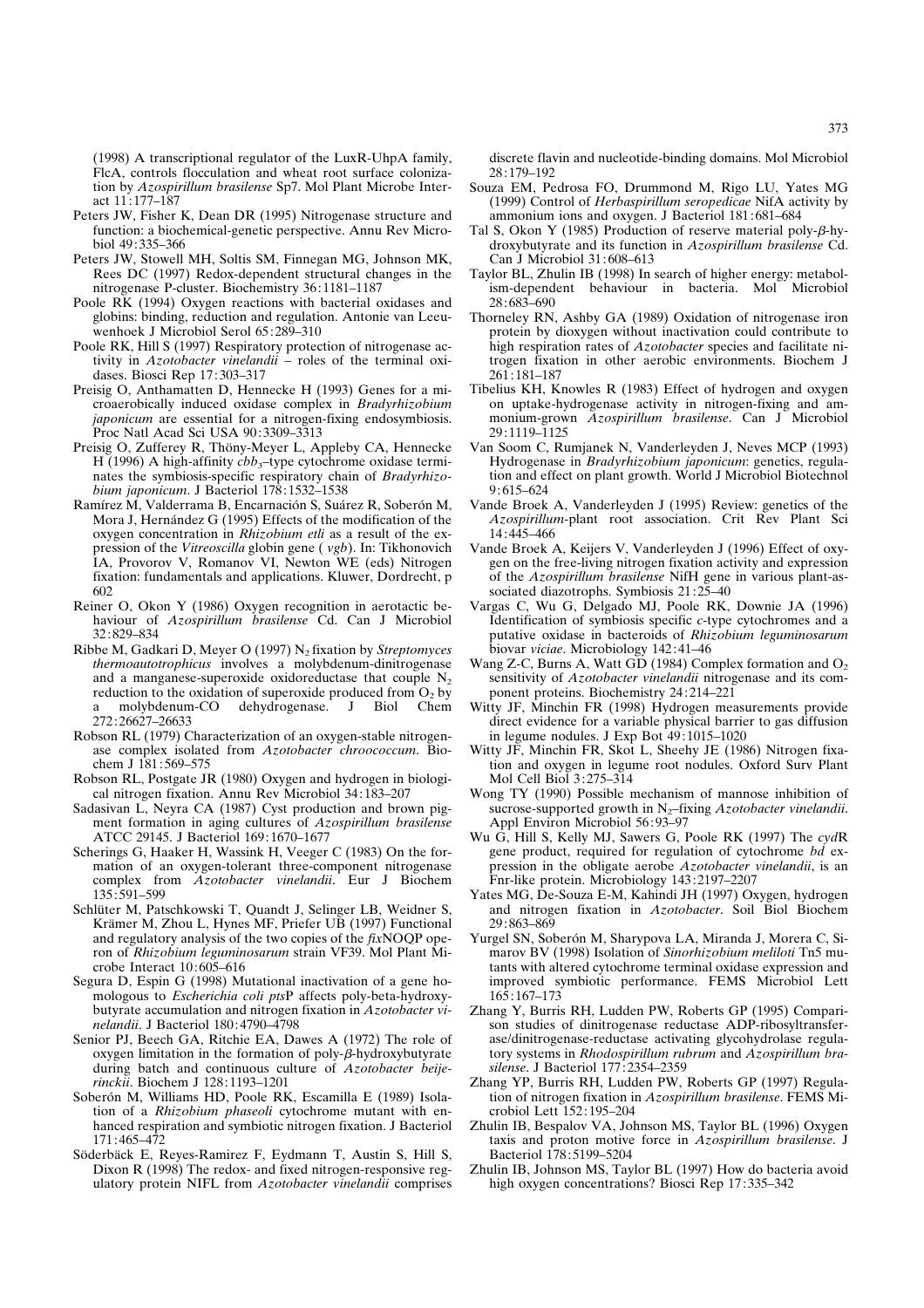(1998) A transcriptional regulator of the LuxR-UhpA family, FlcA, controls flocculation and wheat root surface colonization by *Azospirillum brasilense* Sp7. Mol Plant Microbe Interact 11:177–187

Peters JW, Fisher K, Dean DR (1995) Nitrogenase structure and function: a biochemical-genetic perspective. Annu Rev Microbiol 49:335–366

Peters JW, Stowell MH, Soltis SM, Finnegan MG, Johnson MK, Rees DC (1997) Redox-dependent structural changes in the nitrogenase P-cluster. Biochemistry 36:1181–1187

Poole RK (1994) Oxygen reactions with bacterial oxidases and globins: binding, reduction and regulation. Antonie van Leeuwenhoek J Microbiol Serol 65:289–310

Poole RK, Hill S (1997) Respiratory protection of nitrogenase activity in *Azotobacter vinelandii* – roles of the terminal oxidases. Biosci Rep 17:303–317

Preisig O, Anthamatten D, Hennecke H (1993) Genes for a microaerobically induced oxidase complex in *Bradyrhizobium japonicum* are essential for a nitrogen-fixing endosymbiosis. Proc Natl Acad Sci USA 90:3309–3313

Preisig O, Zufferey R, Thöny-Meyer L, Appleby CA, Hennecke H (1996) A high-affinity $cbb_3$–type cytochrome oxidase terminates the symbiosis-specific respiratory chain of *Bradyrhizobium japonicum*. J Bacteriol 178:1532–1538

Ramírez M, Valderrama B, Encarnación S, Suárez R, Soberón M, Mora J, Hernández G (1995) Effects of the modification of the oxygen concentration in *Rhizobium etli* as a result of the expression of the *Vitreoscilla* globin gene ( *vgb*). In: Tikhonovich IA, Provorov V, Romanov VI, Newton WE (eds) Nitrogen fixation: fundamentals and applications. Kluwer, Dordrecht, p 602

Reiner O, Okon Y (1986) Oxygen recognition in aerotactic behaviour of *Azospirillum brasilense* Cd. Can J Microbiol 32:829–834

Ribbe M, Gadkari D, Meyer O (1997) $N_2$ fixation by *Streptomyces thermoautotrophicus* involves a molybdenum-dinitrogenase and a manganese-superoxide oxidoreductase that couple $N_2$ reduction to the oxidation of superoxide produced from $O_2$ by a molybdenum-CO dehydrogenase. J Biol Chem 272:26627–26633

Robson RL (1979) Characterization of an oxygen-stable nitrogenase complex isolated from *Azotobacter chroococcum*. Biochem J 181:569–575

Robson RL, Postgate JR (1980) Oxygen and hydrogen in biological nitrogen fixation. Annu Rev Microbiol 34:183–207

Sadasivan L, Neyra CA (1987) Cyst production and brown pigment formation in aging cultures of *Azospirillum brasilense* ATCC 29145. J Bacteriol 169:1670–1677

Scherings G, Haaker H, Wassink H, Veeger C (1983) On the formation of an oxygen-tolerant three-component nitrogenase complex from *Azotobacter vinelandii*. Eur J Biochem 135:591–599

Schlüter M, Patschkowski T, Quandt J, Selinger LB, Weidner S, Krämer M, Zhou L, Hynes MF, Priefer UB (1997) Functional and regulatory analysis of the two copies of the *fix*NOQP operon of *Rhizobium leguminosarum* strain VF39. Mol Plant Microbe Interact 10:605–616

Segura D, Espin G (1998) Mutational inactivation of a gene homologous to *Escherichia coli pts*P affects poly-beta-hydroxybutyrate accumulation and nitrogen fixation in *Azotobacter vinelandii*. J Bacteriol 180:4790–4798

Senior PJ, Beech GA, Ritchie EA, Dawes A (1972) The role of oxygen limitation in the formation of poly-$\beta$-hydroxybutyrate during batch and continuous culture of *Azotobacter beijerinckii*. Biochem J 128:1193–1201

Soberón M, Williams HD, Poole RK, Escamilla E (1989) Isolation of a *Rhizobium phaseoli* cytochrome mutant with enhanced respiration and symbiotic nitrogen fixation. J Bacteriol 171:465–472

Söderbäck E, Reyes-Ramirez F, Eydmann T, Austin S, Hill S, Dixon R (1998) The redox- and fixed nitrogen-responsive regulatory protein NIFL from *Azotobacter vinelandii* comprises discrete flavin and nucleotide-binding domains. Mol Microbiol 28:179–192

Souza EM, Pedrosa FO, Drummond M, Rigo LU, Yates MG (1999) Control of *Herbaspirillum seropedicae* NifA activity by ammonium ions and oxygen. J Bacteriol 181:681–684

Tal S, Okon Y (1985) Production of reserve material poly-$\beta$-hydroxybutyrate and its function in *Azospirillum brasilense* Cd. Can J Microbiol 31:608–613

Taylor BL, Zhulin IB (1998) In search of higher energy: metabolism-dependent behaviour in bacteria. Mol Microbiol 28:683–690

Thorneley RN, Ashby GA (1989) Oxidation of nitrogenase iron protein by dioxygen without inactivation could contribute to high respiration rates of *Azotobacter* species and facilitate nitrogen fixation in other aerobic environments. Biochem J 261:181–187

Tibelius KH, Knowles R (1983) Effect of hydrogen and oxygen on uptake-hydrogenase activity in nitrogen-fixing and ammonium-grown *Azospirillum brasilense*. Can J Microbiol 29:1119–1125

Van Soom C, Rumjanek N, Vanderleyden J, Neves MCP (1993) Hydrogenase in *Bradyrhizobium japonicum*: genetics, regulation and effect on plant growth. World J Microbiol Biotechnol 9:615–624

Vande Broek A, Vanderleyden J (1995) Review: genetics of the *Azospirillum*-plant root association. Crit Rev Plant Sci 14:445–466

Vande Broek A, Keijers V, Vanderleyden J (1996) Effect of oxygen on the free-living nitrogen fixation activity and expression of the *Azospirillum brasilense* NifH gene in various plant-associated diazotrophs. Symbiosis 21:25–40

Vargas C, Wu G, Delgado MJ, Poole RK, Downie JA (1996) Identification of symbiosis specific *c*-type cytochromes and a putative oxidase in bacteroids of *Rhizobium leguminosarum* biovar *viciae*. Microbiology 142:41–46

Wang Z-C, Burns A, Watt GD (1984) Complex formation and $O_2$ sensitivity of *Azotobacter vinelandii* nitrogenase and its component proteins. Biochemistry 24:214–221

Witty JF, Minchin FR (1998) Hydrogen measurements provide direct evidence for a variable physical barrier to gas diffusion in legume nodules. J Exp Bot 49:1015–1020

Witty JF, Minchin FR, Skot L, Sheehy JE (1986) Nitrogen fixation and oxygen in legume root nodules. Oxford Surv Plant Mol Cell Biol 3:275–314

Wong TY (1990) Possible mechanism of mannose inhibition of sucrose-supported growth in $N_2$–fixing *Azotobacter vinelandii*. Appl Environ Microbiol 56:93–97

Wu G, Hill S, Kelly MJ, Sawers G, Poole RK (1997) The *cyd*R gene product, required for regulation of cytochrome *bd* expression in the obligate aerobe *Azotobacter vinelandii*, is an Fnr-like protein. Microbiology 143:2197–2207

Yates MG, De-Souza E-M, Kahindi JH (1997) Oxygen, hydrogen and nitrogen fixation in *Azotobacter*. Soil Biol Biochem 29:863–869

Yurgel SN, Soberón M, Sharypova LA, Miranda J, Morera C, Simarov BV (1998) Isolation of *Sinorhizobium meliloti* Tn5 mutants with altered cytochrome terminal oxidase expression and improved symbiotic performance. FEMS Microbiol Lett 165:167–173

Zhang Y, Burris RH, Ludden PW, Roberts GP (1995) Comparison studies of dinitrogenase reductase ADP-ribosyltransferase/dinitrogenase-reductase activating glycohydrolase regulatory systems in *Rhodospirillum rubrum* and *Azospirillum brasilense*. J Bacteriol 177:2354–2359

Zhang YP, Burris RH, Ludden PW, Roberts GP (1997) Regulation of nitrogen fixation in *Azospirillum brasilense*. FEMS Microbiol Lett 152:195–204

Zhulin IB, Bespalov VA, Johnson MS, Taylor BL (1996) Oxygen taxis and proton motive force in *Azospirillum brasilense*. J Bacteriol 178:5199–5204

Zhulin IB, Johnson MS, Taylor BL (1997) How do bacteria avoid high oxygen concentrations? Biosci Rep 17:335–342